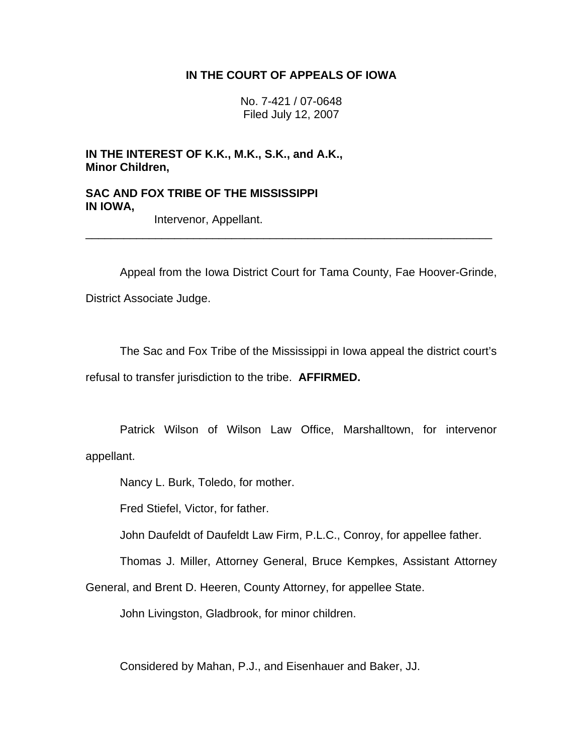**IN THE COURT OF APPEALS OF IOWA**

No. 7-421 / 07-0648
Filed July 12, 2007

**IN THE INTEREST OF K.K., M.K., S.K., and A.K., Minor Children,**

**SAC AND FOX TRIBE OF THE MISSISSIPPI IN IOWA,**
Intervenor, Appellant.

---

Appeal from the Iowa District Court for Tama County, Fae Hoover-Grinde, District Associate Judge.

The Sac and Fox Tribe of the Mississippi in Iowa appeal the district court's refusal to transfer jurisdiction to the tribe. **AFFIRMED.**

Patrick Wilson of Wilson Law Office, Marshalltown, for intervenor appellant.

Nancy L. Burk, Toledo, for mother.

Fred Stiefel, Victor, for father.

John Daufeldt of Daufeldt Law Firm, P.L.C., Conroy, for appellee father.

Thomas J. Miller, Attorney General, Bruce Kempkes, Assistant Attorney General, and Brent D. Heeren, County Attorney, for appellee State.

John Livingston, Gladbrook, for minor children.

Considered by Mahan, P.J., and Eisenhauer and Baker, JJ.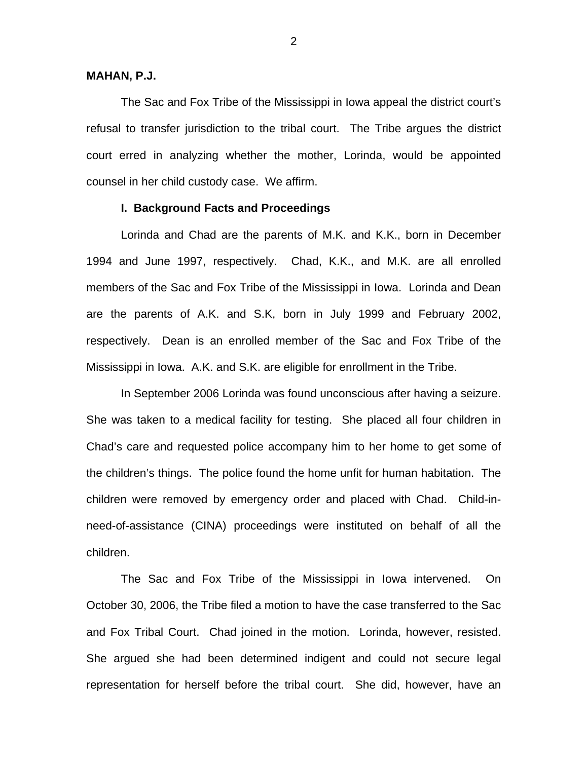**MAHAN, P.J.**

The Sac and Fox Tribe of the Mississippi in Iowa appeal the district court's refusal to transfer jurisdiction to the tribal court. The Tribe argues the district court erred in analyzing whether the mother, Lorinda, would be appointed counsel in her child custody case. We affirm.

**I. Background Facts and Proceedings**

Lorinda and Chad are the parents of M.K. and K.K., born in December 1994 and June 1997, respectively. Chad, K.K., and M.K. are all enrolled members of the Sac and Fox Tribe of the Mississippi in Iowa. Lorinda and Dean are the parents of A.K. and S.K, born in July 1999 and February 2002, respectively. Dean is an enrolled member of the Sac and Fox Tribe of the Mississippi in Iowa. A.K. and S.K. are eligible for enrollment in the Tribe.

In September 2006 Lorinda was found unconscious after having a seizure. She was taken to a medical facility for testing. She placed all four children in Chad's care and requested police accompany him to her home to get some of the children's things. The police found the home unfit for human habitation. The children were removed by emergency order and placed with Chad. Child-in-need-of-assistance (CINA) proceedings were instituted on behalf of all the children.

The Sac and Fox Tribe of the Mississippi in Iowa intervened. On October 30, 2006, the Tribe filed a motion to have the case transferred to the Sac and Fox Tribal Court. Chad joined in the motion. Lorinda, however, resisted. She argued she had been determined indigent and could not secure legal representation for herself before the tribal court. She did, however, have an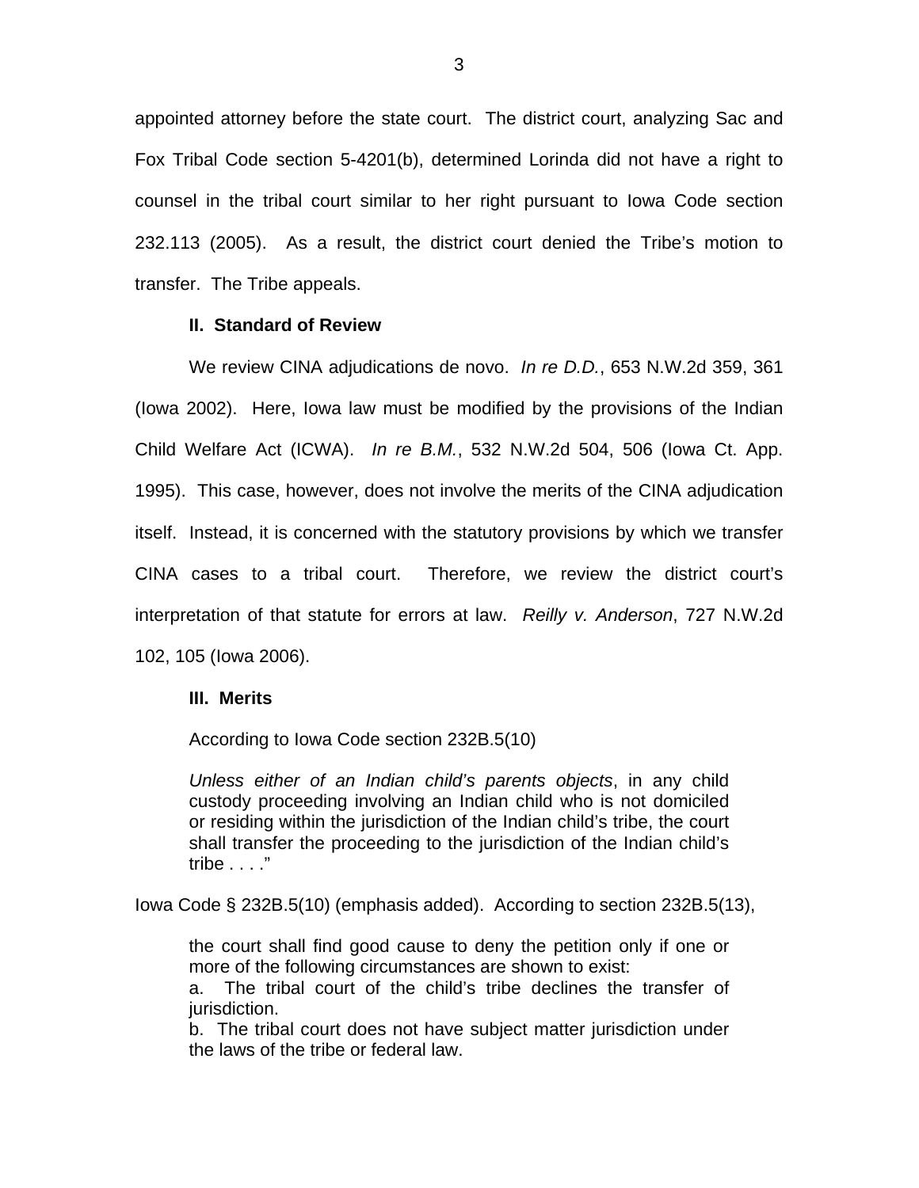appointed attorney before the state court. The district court, analyzing Sac and Fox Tribal Code section 5-4201(b), determined Lorinda did not have a right to counsel in the tribal court similar to her right pursuant to Iowa Code section 232.113 (2005). As a result, the district court denied the Tribe's motion to transfer. The Tribe appeals.

**II. Standard of Review**

We review CINA adjudications de novo. *In re D.D.*, 653 N.W.2d 359, 361 (Iowa 2002). Here, Iowa law must be modified by the provisions of the Indian Child Welfare Act (ICWA). *In re B.M.*, 532 N.W.2d 504, 506 (Iowa Ct. App. 1995). This case, however, does not involve the merits of the CINA adjudication itself. Instead, it is concerned with the statutory provisions by which we transfer CINA cases to a tribal court. Therefore, we review the district court's interpretation of that statute for errors at law. *Reilly v. Anderson*, 727 N.W.2d 102, 105 (Iowa 2006).

**III. Merits**

According to Iowa Code section 232B.5(10)

> *Unless either of an Indian child's parents objects*, in any child custody proceeding involving an Indian child who is not domiciled or residing within the jurisdiction of the Indian child's tribe, the court shall transfer the proceeding to the jurisdiction of the Indian child's tribe . . . ."

Iowa Code § 232B.5(10) (emphasis added). According to section 232B.5(13),

> the court shall find good cause to deny the petition only if one or more of the following circumstances are shown to exist:
> a. The tribal court of the child's tribe declines the transfer of jurisdiction.
> b. The tribal court does not have subject matter jurisdiction under the laws of the tribe or federal law.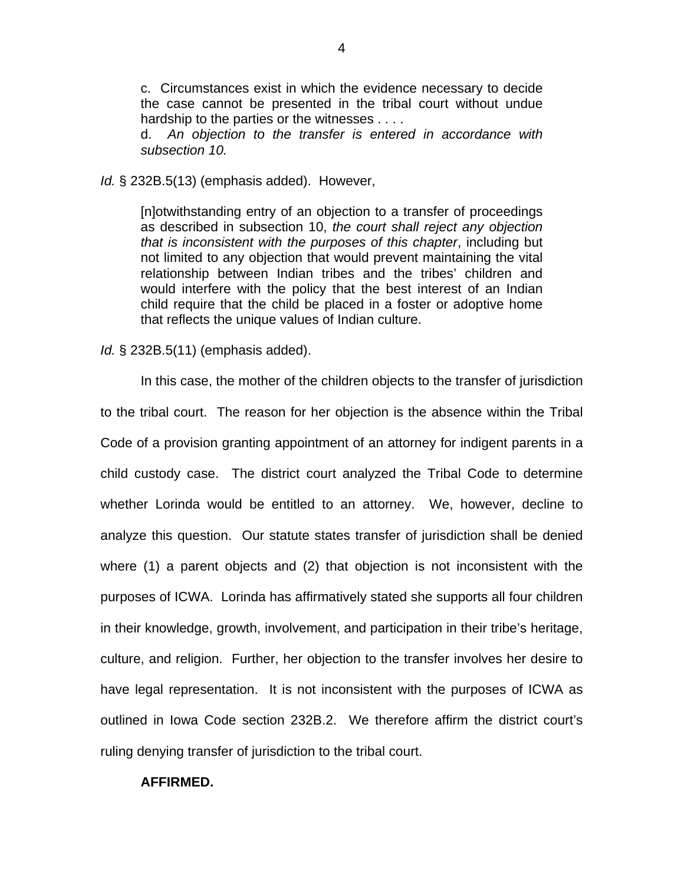> c. Circumstances exist in which the evidence necessary to decide the case cannot be presented in the tribal court without undue hardship to the parties or the witnesses . . . .
>
> d. *An objection to the transfer is entered in accordance with subsection 10.*

*Id.* § 232B.5(13) (emphasis added). However,

> [n]otwithstanding entry of an objection to a transfer of proceedings as described in subsection 10, *the court shall reject any objection that is inconsistent with the purposes of this chapter*, including but not limited to any objection that would prevent maintaining the vital relationship between Indian tribes and the tribes' children and would interfere with the policy that the best interest of an Indian child require that the child be placed in a foster or adoptive home that reflects the unique values of Indian culture.

*Id.* § 232B.5(11) (emphasis added).

In this case, the mother of the children objects to the transfer of jurisdiction to the tribal court. The reason for her objection is the absence within the Tribal Code of a provision granting appointment of an attorney for indigent parents in a child custody case. The district court analyzed the Tribal Code to determine whether Lorinda would be entitled to an attorney. We, however, decline to analyze this question. Our statute states transfer of jurisdiction shall be denied where (1) a parent objects and (2) that objection is not inconsistent with the purposes of ICWA. Lorinda has affirmatively stated she supports all four children in their knowledge, growth, involvement, and participation in their tribe's heritage, culture, and religion. Further, her objection to the transfer involves her desire to have legal representation. It is not inconsistent with the purposes of ICWA as outlined in Iowa Code section 232B.2. We therefore affirm the district court's ruling denying transfer of jurisdiction to the tribal court.

**AFFIRMED.**